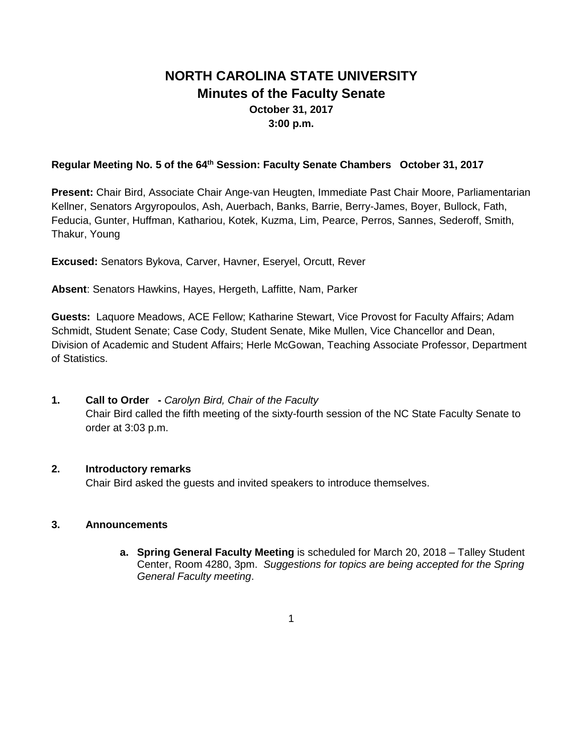# NORTH CAROLINA STATE UNIVERSITY

## Minutes of the Faculty Senate

**October 31, 2017**

**3:00 p.m.**

**Regular Meeting No. 5 of the 64th Session: Faculty Senate Chambers October 31, 2017**

**Present:** Chair Bird, Associate Chair Ange-van Heugten, Immediate Past Chair Moore, Parliamentarian Kellner, Senators Argyropoulos, Ash, Auerbach, Banks, Barrie, Berry-James, Boyer, Bullock, Fath, Feducia, Gunter, Huffman, Kathariou, Kotek, Kuzma, Lim, Pearce, Perros, Sannes, Sederoff, Smith, Thakur, Young

**Excused:** Senators Bykova, Carver, Havner, Eseryel, Orcutt, Rever

**Absent**: Senators Hawkins, Hayes, Hergeth, Laffitte, Nam, Parker

**Guests:** Laquore Meadows, ACE Fellow; Katharine Stewart, Vice Provost for Faculty Affairs; Adam Schmidt, Student Senate; Case Cody, Student Senate, Mike Mullen, Vice Chancellor and Dean, Division of Academic and Student Affairs; Herle McGowan, Teaching Associate Professor, Department of Statistics.

**1. Call to Order -** *Carolyn Bird, Chair of the Faculty*

Chair Bird called the fifth meeting of the sixty-fourth session of the NC State Faculty Senate to order at 3:03 p.m.

**2. Introductory remarks**

Chair Bird asked the guests and invited speakers to introduce themselves.

**3. Announcements**

a. **Spring General Faculty Meeting** is scheduled for March 20, 2018 – Talley Student Center, Room 4280, 3pm. *Suggestions for topics are being accepted for the Spring General Faculty meeting*.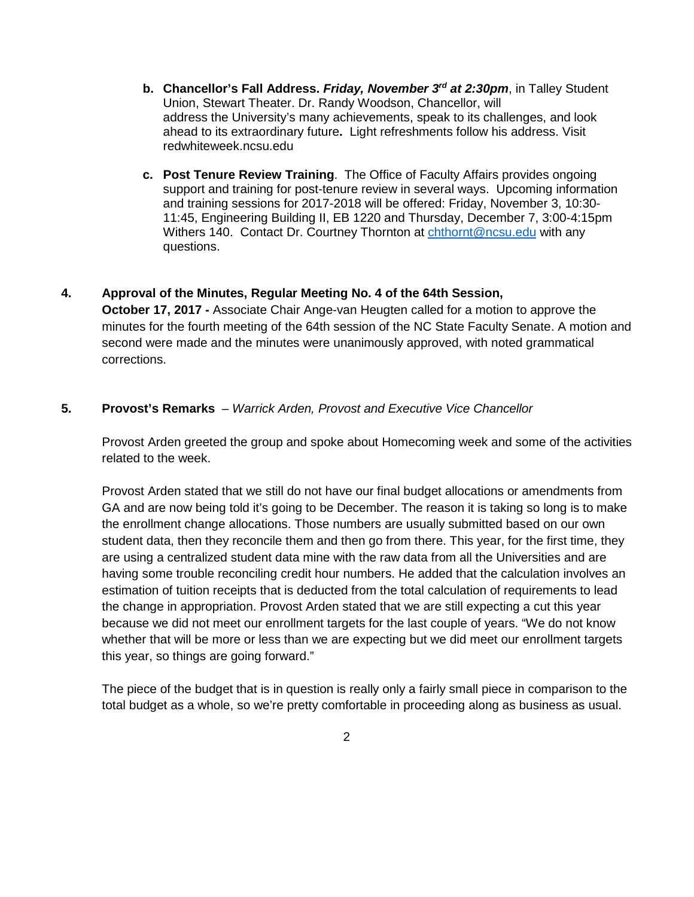b. **Chancellor's Fall Address. *Friday, November 3rd at 2:30pm***, in Talley Student Union, Stewart Theater. Dr. Randy Woodson, Chancellor, will address the University's many achievements, speak to its challenges, and look ahead to its extraordinary future**.** Light refreshments follow his address. Visit redwhiteweek.ncsu.edu

c. **Post Tenure Review Training**. The Office of Faculty Affairs provides ongoing support and training for post-tenure review in several ways. Upcoming information and training sessions for 2017-2018 will be offered: Friday, November 3, 10:30-11:45, Engineering Building II, EB 1220 and Thursday, December 7, 3:00-4:15pm Withers 140. Contact Dr. Courtney Thornton at chthornt@ncsu.edu with any questions.

**4. Approval of the Minutes, Regular Meeting No. 4 of the 64th Session, October 17, 2017 -** Associate Chair Ange-van Heugten called for a motion to approve the minutes for the fourth meeting of the 64th session of the NC State Faculty Senate. A motion and second were made and the minutes were unanimously approved, with noted grammatical corrections.

**5. Provost's Remarks** – *Warrick Arden, Provost and Executive Vice Chancellor*

Provost Arden greeted the group and spoke about Homecoming week and some of the activities related to the week.

Provost Arden stated that we still do not have our final budget allocations or amendments from GA and are now being told it's going to be December. The reason it is taking so long is to make the enrollment change allocations. Those numbers are usually submitted based on our own student data, then they reconcile them and then go from there. This year, for the first time, they are using a centralized student data mine with the raw data from all the Universities and are having some trouble reconciling credit hour numbers. He added that the calculation involves an estimation of tuition receipts that is deducted from the total calculation of requirements to lead the change in appropriation. Provost Arden stated that we are still expecting a cut this year because we did not meet our enrollment targets for the last couple of years. "We do not know whether that will be more or less than we are expecting but we did meet our enrollment targets this year, so things are going forward."

The piece of the budget that is in question is really only a fairly small piece in comparison to the total budget as a whole, so we're pretty comfortable in proceeding along as business as usual.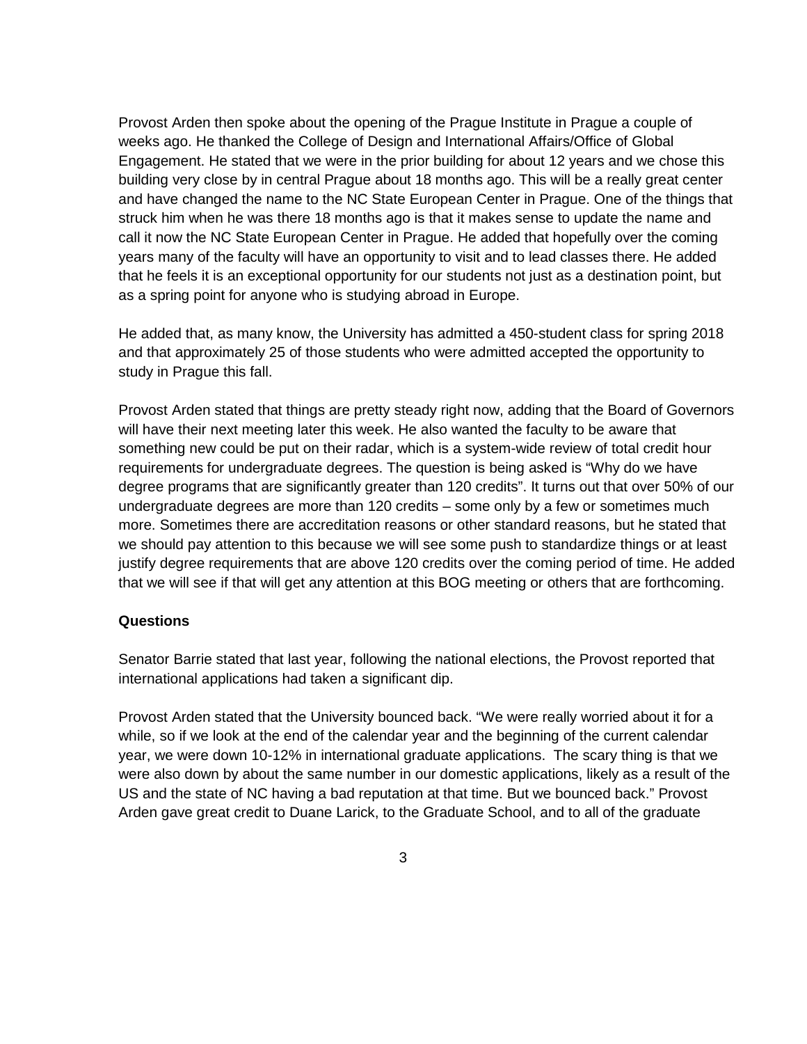Provost Arden then spoke about the opening of the Prague Institute in Prague a couple of weeks ago. He thanked the College of Design and International Affairs/Office of Global Engagement. He stated that we were in the prior building for about 12 years and we chose this building very close by in central Prague about 18 months ago. This will be a really great center and have changed the name to the NC State European Center in Prague. One of the things that struck him when he was there 18 months ago is that it makes sense to update the name and call it now the NC State European Center in Prague. He added that hopefully over the coming years many of the faculty will have an opportunity to visit and to lead classes there. He added that he feels it is an exceptional opportunity for our students not just as a destination point, but as a spring point for anyone who is studying abroad in Europe.

He added that, as many know, the University has admitted a 450-student class for spring 2018 and that approximately 25 of those students who were admitted accepted the opportunity to study in Prague this fall.

Provost Arden stated that things are pretty steady right now, adding that the Board of Governors will have their next meeting later this week. He also wanted the faculty to be aware that something new could be put on their radar, which is a system-wide review of total credit hour requirements for undergraduate degrees. The question is being asked is "Why do we have degree programs that are significantly greater than 120 credits". It turns out that over 50% of our undergraduate degrees are more than 120 credits – some only by a few or sometimes much more. Sometimes there are accreditation reasons or other standard reasons, but he stated that we should pay attention to this because we will see some push to standardize things or at least justify degree requirements that are above 120 credits over the coming period of time. He added that we will see if that will get any attention at this BOG meeting or others that are forthcoming.

**Questions**

Senator Barrie stated that last year, following the national elections, the Provost reported that international applications had taken a significant dip.

Provost Arden stated that the University bounced back. "We were really worried about it for a while, so if we look at the end of the calendar year and the beginning of the current calendar year, we were down 10-12% in international graduate applications. The scary thing is that we were also down by about the same number in our domestic applications, likely as a result of the US and the state of NC having a bad reputation at that time. But we bounced back." Provost Arden gave great credit to Duane Larick, to the Graduate School, and to all of the graduate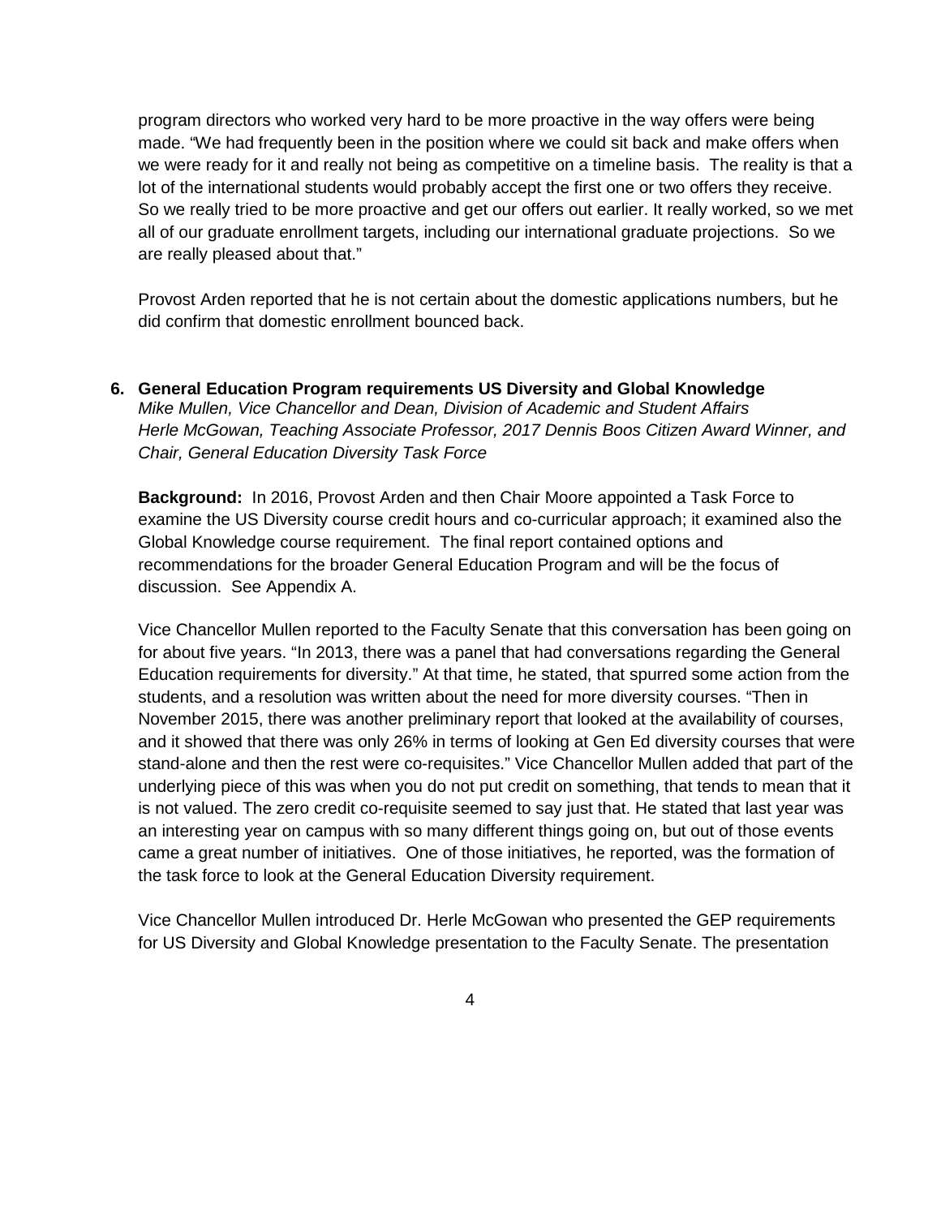program directors who worked very hard to be more proactive in the way offers were being made. "We had frequently been in the position where we could sit back and make offers when we were ready for it and really not being as competitive on a timeline basis. The reality is that a lot of the international students would probably accept the first one or two offers they receive. So we really tried to be more proactive and get our offers out earlier. It really worked, so we met all of our graduate enrollment targets, including our international graduate projections. So we are really pleased about that."

Provost Arden reported that he is not certain about the domestic applications numbers, but he did confirm that domestic enrollment bounced back.

**6. General Education Program requirements US Diversity and Global Knowledge**
*Mike Mullen, Vice Chancellor and Dean, Division of Academic and Student Affairs*
*Herle McGowan, Teaching Associate Professor, 2017 Dennis Boos Citizen Award Winner, and Chair, General Education Diversity Task Force*

**Background:** In 2016, Provost Arden and then Chair Moore appointed a Task Force to examine the US Diversity course credit hours and co-curricular approach; it examined also the Global Knowledge course requirement. The final report contained options and recommendations for the broader General Education Program and will be the focus of discussion. See Appendix A.

Vice Chancellor Mullen reported to the Faculty Senate that this conversation has been going on for about five years. "In 2013, there was a panel that had conversations regarding the General Education requirements for diversity." At that time, he stated, that spurred some action from the students, and a resolution was written about the need for more diversity courses. "Then in November 2015, there was another preliminary report that looked at the availability of courses, and it showed that there was only 26% in terms of looking at Gen Ed diversity courses that were stand-alone and then the rest were co-requisites." Vice Chancellor Mullen added that part of the underlying piece of this was when you do not put credit on something, that tends to mean that it is not valued. The zero credit co-requisite seemed to say just that. He stated that last year was an interesting year on campus with so many different things going on, but out of those events came a great number of initiatives. One of those initiatives, he reported, was the formation of the task force to look at the General Education Diversity requirement.

Vice Chancellor Mullen introduced Dr. Herle McGowan who presented the GEP requirements for US Diversity and Global Knowledge presentation to the Faculty Senate. The presentation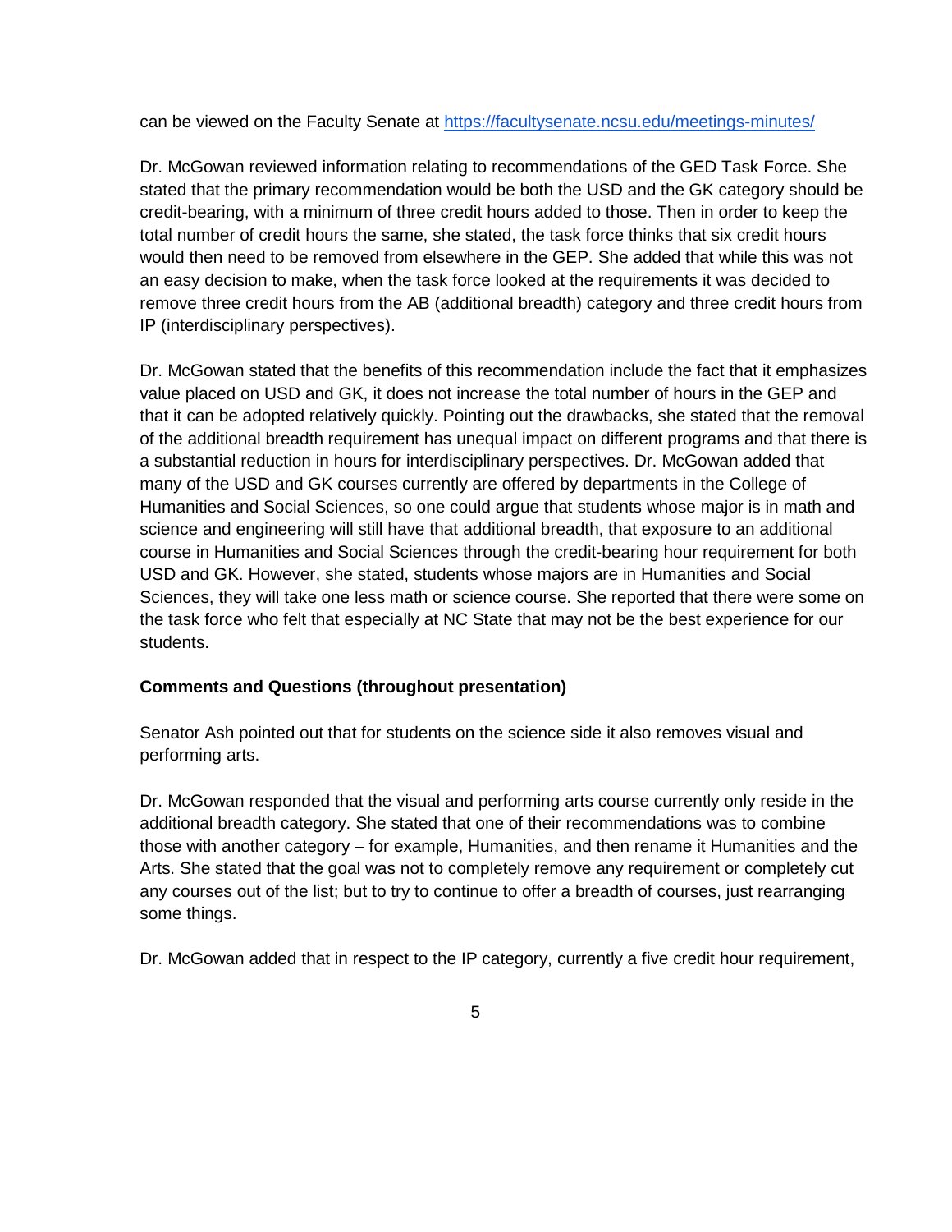can be viewed on the Faculty Senate at https://facultysenate.ncsu.edu/meetings-minutes/

Dr. McGowan reviewed information relating to recommendations of the GED Task Force. She stated that the primary recommendation would be both the USD and the GK category should be credit-bearing, with a minimum of three credit hours added to those. Then in order to keep the total number of credit hours the same, she stated, the task force thinks that six credit hours would then need to be removed from elsewhere in the GEP. She added that while this was not an easy decision to make, when the task force looked at the requirements it was decided to remove three credit hours from the AB (additional breadth) category and three credit hours from IP (interdisciplinary perspectives).

Dr. McGowan stated that the benefits of this recommendation include the fact that it emphasizes value placed on USD and GK, it does not increase the total number of hours in the GEP and that it can be adopted relatively quickly. Pointing out the drawbacks, she stated that the removal of the additional breadth requirement has unequal impact on different programs and that there is a substantial reduction in hours for interdisciplinary perspectives. Dr. McGowan added that many of the USD and GK courses currently are offered by departments in the College of Humanities and Social Sciences, so one could argue that students whose major is in math and science and engineering will still have that additional breadth, that exposure to an additional course in Humanities and Social Sciences through the credit-bearing hour requirement for both USD and GK. However, she stated, students whose majors are in Humanities and Social Sciences, they will take one less math or science course. She reported that there were some on the task force who felt that especially at NC State that may not be the best experience for our students.

**Comments and Questions (throughout presentation)**

Senator Ash pointed out that for students on the science side it also removes visual and performing arts.

Dr. McGowan responded that the visual and performing arts course currently only reside in the additional breadth category. She stated that one of their recommendations was to combine those with another category – for example, Humanities, and then rename it Humanities and the Arts. She stated that the goal was not to completely remove any requirement or completely cut any courses out of the list; but to try to continue to offer a breadth of courses, just rearranging some things.

Dr. McGowan added that in respect to the IP category, currently a five credit hour requirement,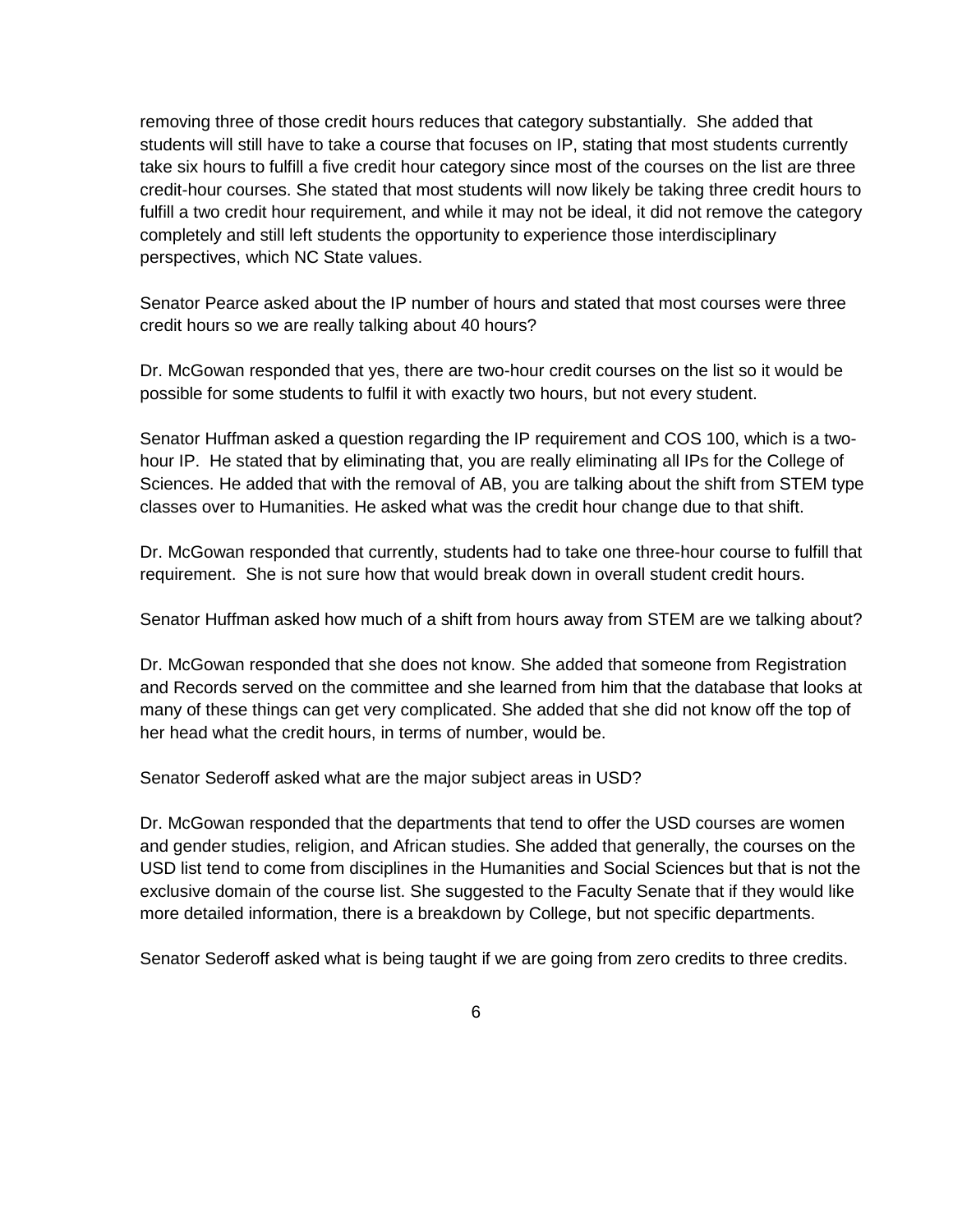removing three of those credit hours reduces that category substantially. She added that students will still have to take a course that focuses on IP, stating that most students currently take six hours to fulfill a five credit hour category since most of the courses on the list are three credit-hour courses. She stated that most students will now likely be taking three credit hours to fulfill a two credit hour requirement, and while it may not be ideal, it did not remove the category completely and still left students the opportunity to experience those interdisciplinary perspectives, which NC State values.

Senator Pearce asked about the IP number of hours and stated that most courses were three credit hours so we are really talking about 40 hours?

Dr. McGowan responded that yes, there are two-hour credit courses on the list so it would be possible for some students to fulfil it with exactly two hours, but not every student.

Senator Huffman asked a question regarding the IP requirement and COS 100, which is a two-hour IP. He stated that by eliminating that, you are really eliminating all IPs for the College of Sciences. He added that with the removal of AB, you are talking about the shift from STEM type classes over to Humanities. He asked what was the credit hour change due to that shift.

Dr. McGowan responded that currently, students had to take one three-hour course to fulfill that requirement. She is not sure how that would break down in overall student credit hours.

Senator Huffman asked how much of a shift from hours away from STEM are we talking about?

Dr. McGowan responded that she does not know. She added that someone from Registration and Records served on the committee and she learned from him that the database that looks at many of these things can get very complicated. She added that she did not know off the top of her head what the credit hours, in terms of number, would be.

Senator Sederoff asked what are the major subject areas in USD?

Dr. McGowan responded that the departments that tend to offer the USD courses are women and gender studies, religion, and African studies. She added that generally, the courses on the USD list tend to come from disciplines in the Humanities and Social Sciences but that is not the exclusive domain of the course list. She suggested to the Faculty Senate that if they would like more detailed information, there is a breakdown by College, but not specific departments.

Senator Sederoff asked what is being taught if we are going from zero credits to three credits.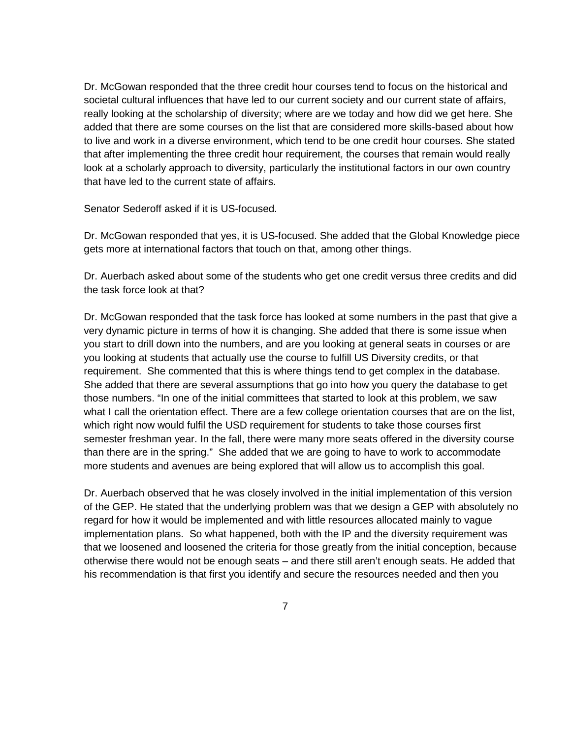Dr. McGowan responded that the three credit hour courses tend to focus on the historical and societal cultural influences that have led to our current society and our current state of affairs, really looking at the scholarship of diversity; where are we today and how did we get here. She added that there are some courses on the list that are considered more skills-based about how to live and work in a diverse environment, which tend to be one credit hour courses. She stated that after implementing the three credit hour requirement, the courses that remain would really look at a scholarly approach to diversity, particularly the institutional factors in our own country that have led to the current state of affairs.

Senator Sederoff asked if it is US-focused.

Dr. McGowan responded that yes, it is US-focused. She added that the Global Knowledge piece gets more at international factors that touch on that, among other things.

Dr. Auerbach asked about some of the students who get one credit versus three credits and did the task force look at that?

Dr. McGowan responded that the task force has looked at some numbers in the past that give a very dynamic picture in terms of how it is changing. She added that there is some issue when you start to drill down into the numbers, and are you looking at general seats in courses or are you looking at students that actually use the course to fulfill US Diversity credits, or that requirement. She commented that this is where things tend to get complex in the database. She added that there are several assumptions that go into how you query the database to get those numbers. "In one of the initial committees that started to look at this problem, we saw what I call the orientation effect. There are a few college orientation courses that are on the list, which right now would fulfil the USD requirement for students to take those courses first semester freshman year. In the fall, there were many more seats offered in the diversity course than there are in the spring." She added that we are going to have to work to accommodate more students and avenues are being explored that will allow us to accomplish this goal.

Dr. Auerbach observed that he was closely involved in the initial implementation of this version of the GEP. He stated that the underlying problem was that we design a GEP with absolutely no regard for how it would be implemented and with little resources allocated mainly to vague implementation plans. So what happened, both with the IP and the diversity requirement was that we loosened and loosened the criteria for those greatly from the initial conception, because otherwise there would not be enough seats – and there still aren't enough seats. He added that his recommendation is that first you identify and secure the resources needed and then you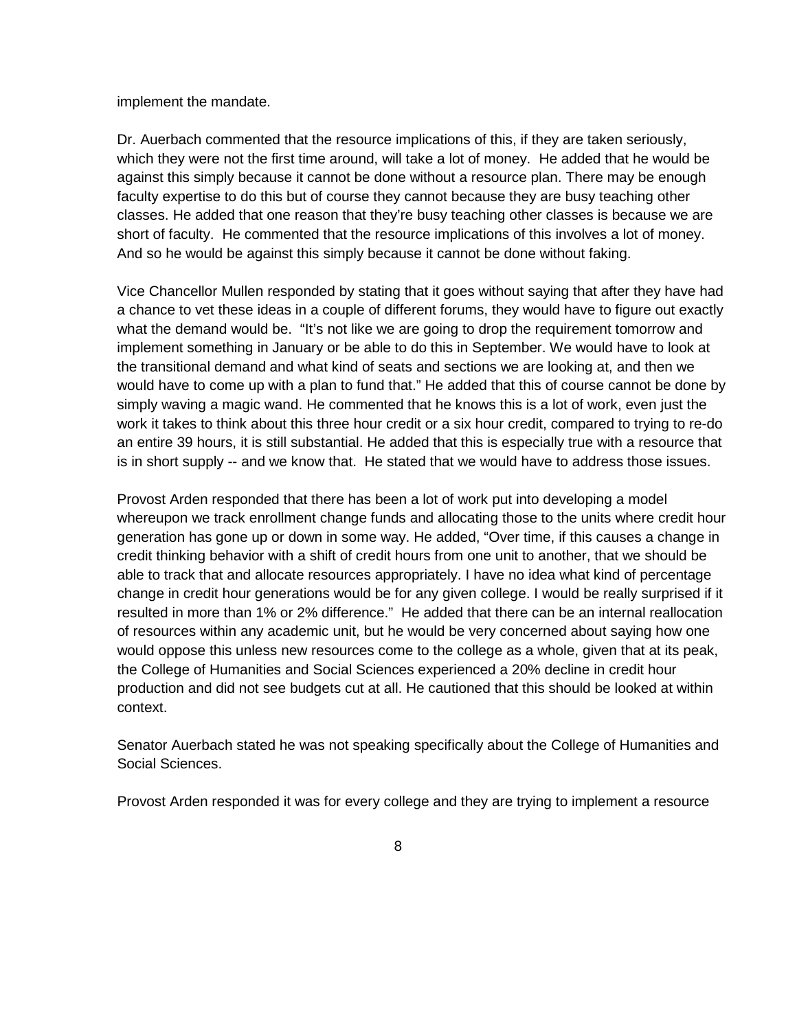implement the mandate.

Dr. Auerbach commented that the resource implications of this, if they are taken seriously, which they were not the first time around, will take a lot of money. He added that he would be against this simply because it cannot be done without a resource plan. There may be enough faculty expertise to do this but of course they cannot because they are busy teaching other classes. He added that one reason that they're busy teaching other classes is because we are short of faculty. He commented that the resource implications of this involves a lot of money. And so he would be against this simply because it cannot be done without faking.

Vice Chancellor Mullen responded by stating that it goes without saying that after they have had a chance to vet these ideas in a couple of different forums, they would have to figure out exactly what the demand would be. "It's not like we are going to drop the requirement tomorrow and implement something in January or be able to do this in September. We would have to look at the transitional demand and what kind of seats and sections we are looking at, and then we would have to come up with a plan to fund that." He added that this of course cannot be done by simply waving a magic wand. He commented that he knows this is a lot of work, even just the work it takes to think about this three hour credit or a six hour credit, compared to trying to re-do an entire 39 hours, it is still substantial. He added that this is especially true with a resource that is in short supply -- and we know that. He stated that we would have to address those issues.

Provost Arden responded that there has been a lot of work put into developing a model whereupon we track enrollment change funds and allocating those to the units where credit hour generation has gone up or down in some way. He added, "Over time, if this causes a change in credit thinking behavior with a shift of credit hours from one unit to another, that we should be able to track that and allocate resources appropriately. I have no idea what kind of percentage change in credit hour generations would be for any given college. I would be really surprised if it resulted in more than 1% or 2% difference." He added that there can be an internal reallocation of resources within any academic unit, but he would be very concerned about saying how one would oppose this unless new resources come to the college as a whole, given that at its peak, the College of Humanities and Social Sciences experienced a 20% decline in credit hour production and did not see budgets cut at all. He cautioned that this should be looked at within context.

Senator Auerbach stated he was not speaking specifically about the College of Humanities and Social Sciences.

Provost Arden responded it was for every college and they are trying to implement a resource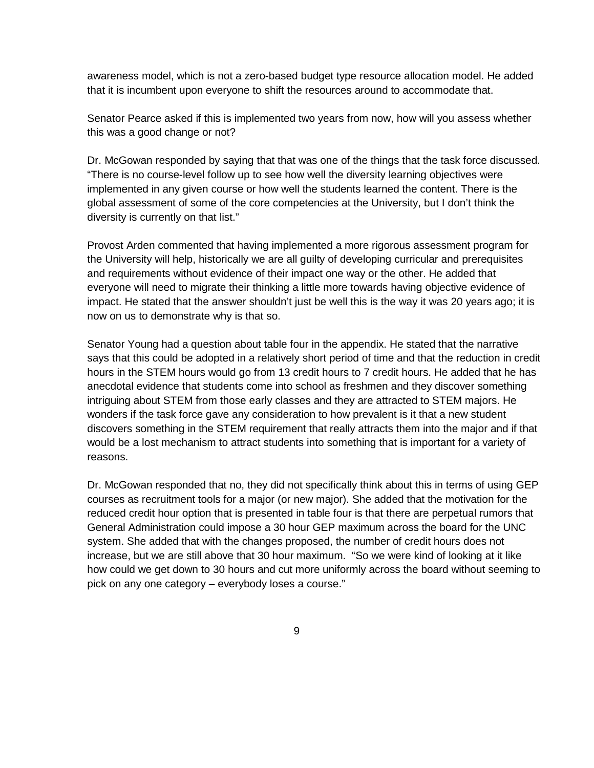awareness model, which is not a zero-based budget type resource allocation model. He added that it is incumbent upon everyone to shift the resources around to accommodate that.

Senator Pearce asked if this is implemented two years from now, how will you assess whether this was a good change or not?

Dr. McGowan responded by saying that that was one of the things that the task force discussed. "There is no course-level follow up to see how well the diversity learning objectives were implemented in any given course or how well the students learned the content. There is the global assessment of some of the core competencies at the University, but I don't think the diversity is currently on that list."

Provost Arden commented that having implemented a more rigorous assessment program for the University will help, historically we are all guilty of developing curricular and prerequisites and requirements without evidence of their impact one way or the other. He added that everyone will need to migrate their thinking a little more towards having objective evidence of impact. He stated that the answer shouldn't just be well this is the way it was 20 years ago; it is now on us to demonstrate why is that so.

Senator Young had a question about table four in the appendix. He stated that the narrative says that this could be adopted in a relatively short period of time and that the reduction in credit hours in the STEM hours would go from 13 credit hours to 7 credit hours. He added that he has anecdotal evidence that students come into school as freshmen and they discover something intriguing about STEM from those early classes and they are attracted to STEM majors. He wonders if the task force gave any consideration to how prevalent is it that a new student discovers something in the STEM requirement that really attracts them into the major and if that would be a lost mechanism to attract students into something that is important for a variety of reasons.

Dr. McGowan responded that no, they did not specifically think about this in terms of using GEP courses as recruitment tools for a major (or new major). She added that the motivation for the reduced credit hour option that is presented in table four is that there are perpetual rumors that General Administration could impose a 30 hour GEP maximum across the board for the UNC system. She added that with the changes proposed, the number of credit hours does not increase, but we are still above that 30 hour maximum. "So we were kind of looking at it like how could we get down to 30 hours and cut more uniformly across the board without seeming to pick on any one category – everybody loses a course."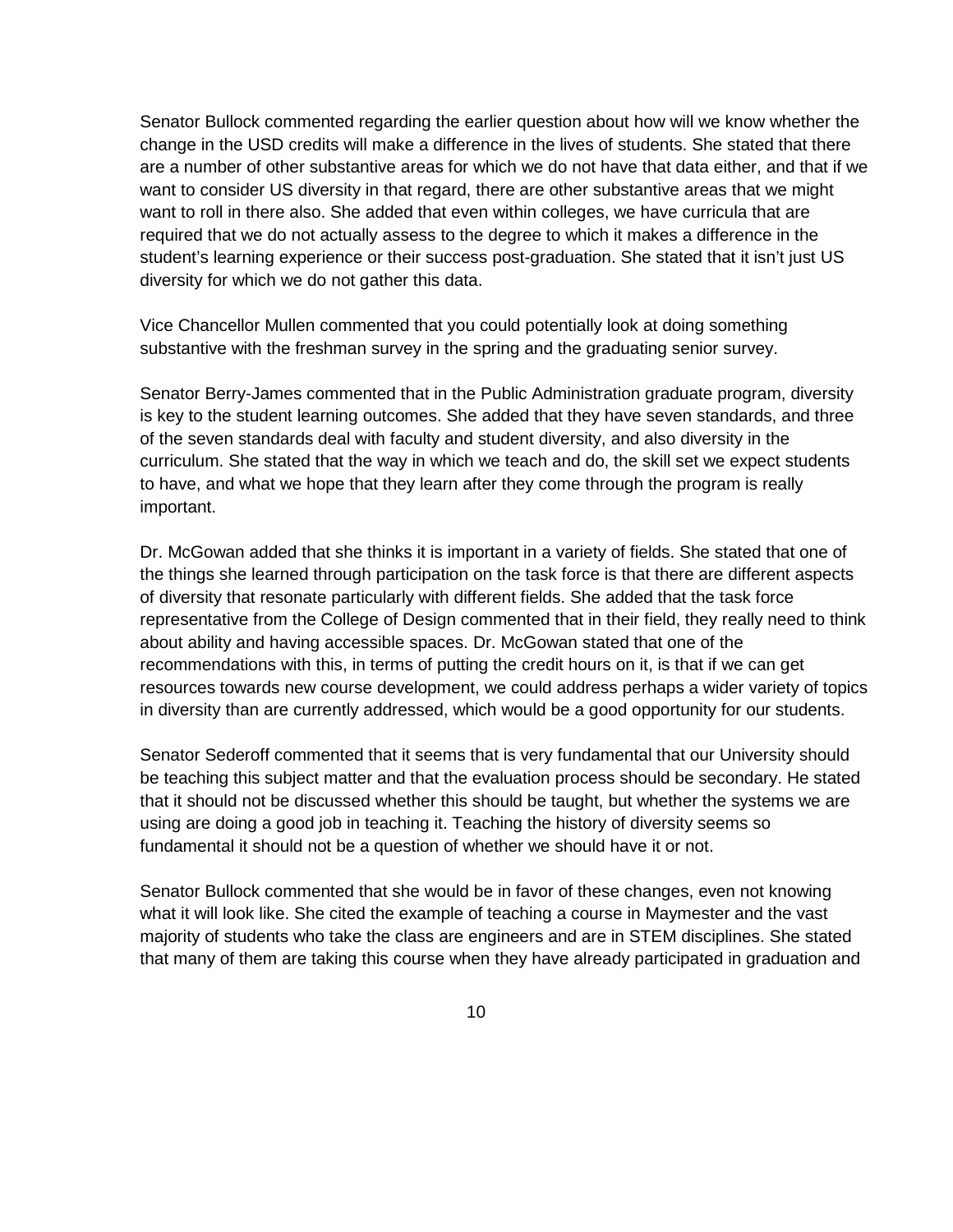Senator Bullock commented regarding the earlier question about how will we know whether the change in the USD credits will make a difference in the lives of students. She stated that there are a number of other substantive areas for which we do not have that data either, and that if we want to consider US diversity in that regard, there are other substantive areas that we might want to roll in there also. She added that even within colleges, we have curricula that are required that we do not actually assess to the degree to which it makes a difference in the student's learning experience or their success post-graduation. She stated that it isn't just US diversity for which we do not gather this data.

Vice Chancellor Mullen commented that you could potentially look at doing something substantive with the freshman survey in the spring and the graduating senior survey.

Senator Berry-James commented that in the Public Administration graduate program, diversity is key to the student learning outcomes. She added that they have seven standards, and three of the seven standards deal with faculty and student diversity, and also diversity in the curriculum. She stated that the way in which we teach and do, the skill set we expect students to have, and what we hope that they learn after they come through the program is really important.

Dr. McGowan added that she thinks it is important in a variety of fields. She stated that one of the things she learned through participation on the task force is that there are different aspects of diversity that resonate particularly with different fields. She added that the task force representative from the College of Design commented that in their field, they really need to think about ability and having accessible spaces. Dr. McGowan stated that one of the recommendations with this, in terms of putting the credit hours on it, is that if we can get resources towards new course development, we could address perhaps a wider variety of topics in diversity than are currently addressed, which would be a good opportunity for our students.

Senator Sederoff commented that it seems that is very fundamental that our University should be teaching this subject matter and that the evaluation process should be secondary. He stated that it should not be discussed whether this should be taught, but whether the systems we are using are doing a good job in teaching it. Teaching the history of diversity seems so fundamental it should not be a question of whether we should have it or not.

Senator Bullock commented that she would be in favor of these changes, even not knowing what it will look like. She cited the example of teaching a course in Maymester and the vast majority of students who take the class are engineers and are in STEM disciplines. She stated that many of them are taking this course when they have already participated in graduation and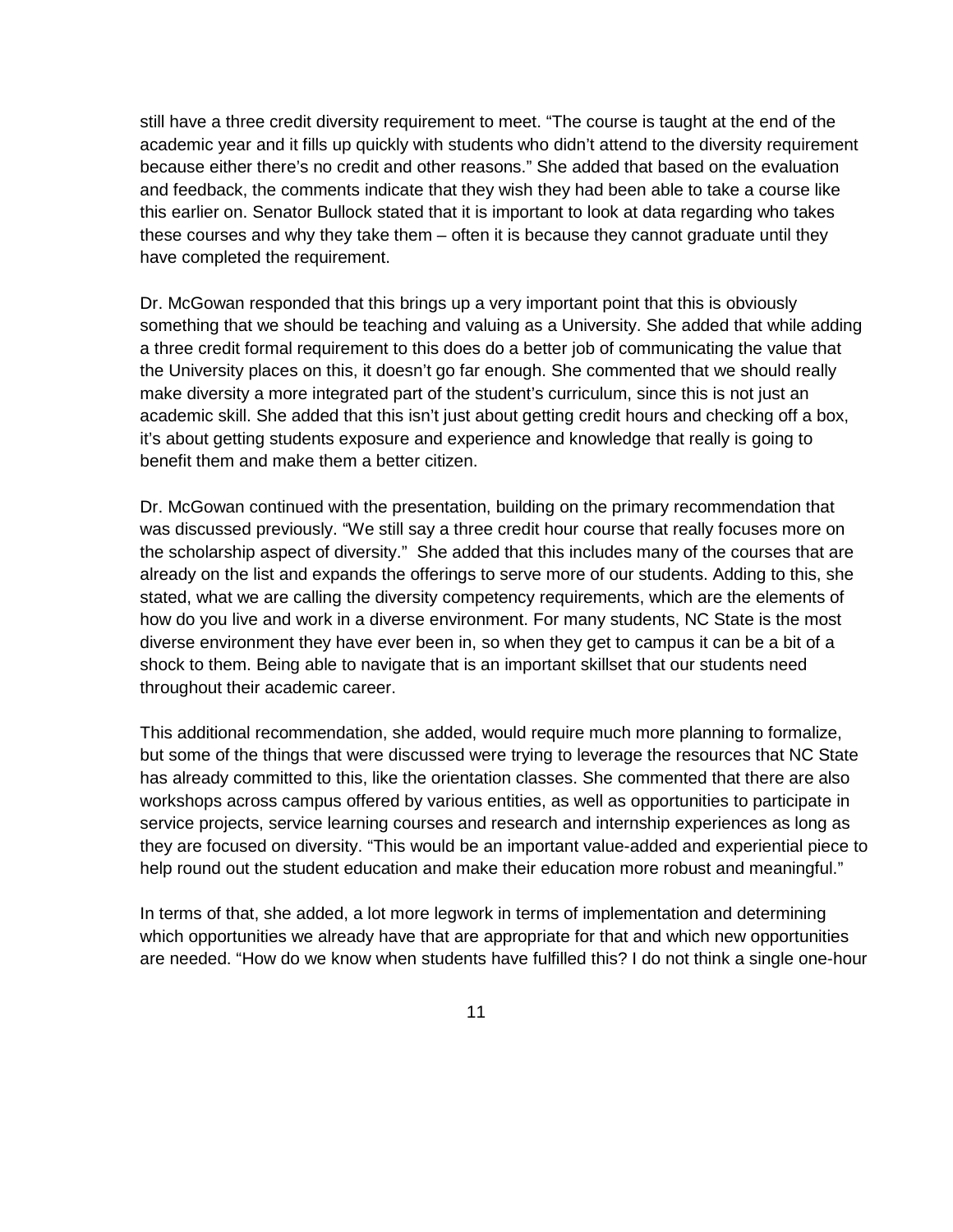still have a three credit diversity requirement to meet. “The course is taught at the end of the academic year and it fills up quickly with students who didn’t attend to the diversity requirement because either there’s no credit and other reasons.” She added that based on the evaluation and feedback, the comments indicate that they wish they had been able to take a course like this earlier on. Senator Bullock stated that it is important to look at data regarding who takes these courses and why they take them – often it is because they cannot graduate until they have completed the requirement.

Dr. McGowan responded that this brings up a very important point that this is obviously something that we should be teaching and valuing as a University. She added that while adding a three credit formal requirement to this does do a better job of communicating the value that the University places on this, it doesn’t go far enough. She commented that we should really make diversity a more integrated part of the student’s curriculum, since this is not just an academic skill. She added that this isn’t just about getting credit hours and checking off a box, it’s about getting students exposure and experience and knowledge that really is going to benefit them and make them a better citizen.

Dr. McGowan continued with the presentation, building on the primary recommendation that was discussed previously. “We still say a three credit hour course that really focuses more on the scholarship aspect of diversity.” She added that this includes many of the courses that are already on the list and expands the offerings to serve more of our students. Adding to this, she stated, what we are calling the diversity competency requirements, which are the elements of how do you live and work in a diverse environment. For many students, NC State is the most diverse environment they have ever been in, so when they get to campus it can be a bit of a shock to them. Being able to navigate that is an important skillset that our students need throughout their academic career.

This additional recommendation, she added, would require much more planning to formalize, but some of the things that were discussed were trying to leverage the resources that NC State has already committed to this, like the orientation classes. She commented that there are also workshops across campus offered by various entities, as well as opportunities to participate in service projects, service learning courses and research and internship experiences as long as they are focused on diversity. “This would be an important value-added and experiential piece to help round out the student education and make their education more robust and meaningful.”

In terms of that, she added, a lot more legwork in terms of implementation and determining which opportunities we already have that are appropriate for that and which new opportunities are needed. “How do we know when students have fulfilled this? I do not think a single one-hour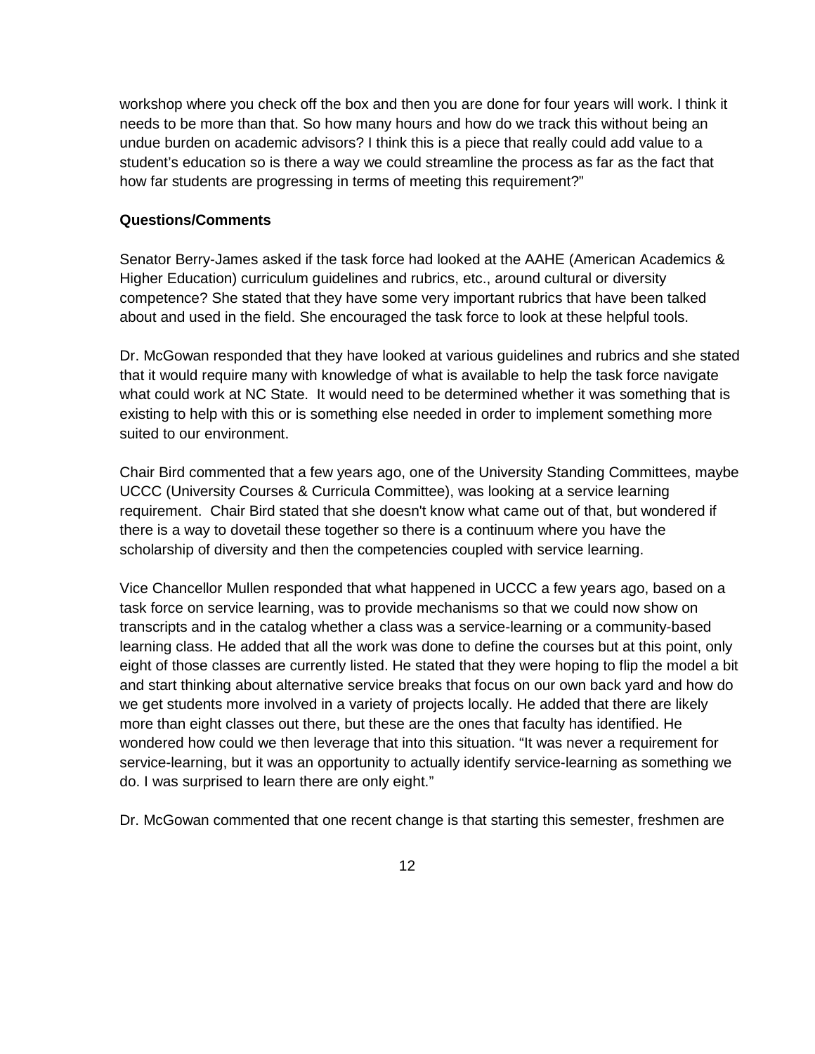workshop where you check off the box and then you are done for four years will work. I think it needs to be more than that. So how many hours and how do we track this without being an undue burden on academic advisors? I think this is a piece that really could add value to a student's education so is there a way we could streamline the process as far as the fact that how far students are progressing in terms of meeting this requirement?"

**Questions/Comments**

Senator Berry-James asked if the task force had looked at the AAHE (American Academics & Higher Education) curriculum guidelines and rubrics, etc., around cultural or diversity competence? She stated that they have some very important rubrics that have been talked about and used in the field. She encouraged the task force to look at these helpful tools.

Dr. McGowan responded that they have looked at various guidelines and rubrics and she stated that it would require many with knowledge of what is available to help the task force navigate what could work at NC State. It would need to be determined whether it was something that is existing to help with this or is something else needed in order to implement something more suited to our environment.

Chair Bird commented that a few years ago, one of the University Standing Committees, maybe UCCC (University Courses & Curricula Committee), was looking at a service learning requirement. Chair Bird stated that she doesn't know what came out of that, but wondered if there is a way to dovetail these together so there is a continuum where you have the scholarship of diversity and then the competencies coupled with service learning.

Vice Chancellor Mullen responded that what happened in UCCC a few years ago, based on a task force on service learning, was to provide mechanisms so that we could now show on transcripts and in the catalog whether a class was a service-learning or a community-based learning class. He added that all the work was done to define the courses but at this point, only eight of those classes are currently listed. He stated that they were hoping to flip the model a bit and start thinking about alternative service breaks that focus on our own back yard and how do we get students more involved in a variety of projects locally. He added that there are likely more than eight classes out there, but these are the ones that faculty has identified. He wondered how could we then leverage that into this situation. "It was never a requirement for service-learning, but it was an opportunity to actually identify service-learning as something we do. I was surprised to learn there are only eight."

Dr. McGowan commented that one recent change is that starting this semester, freshmen are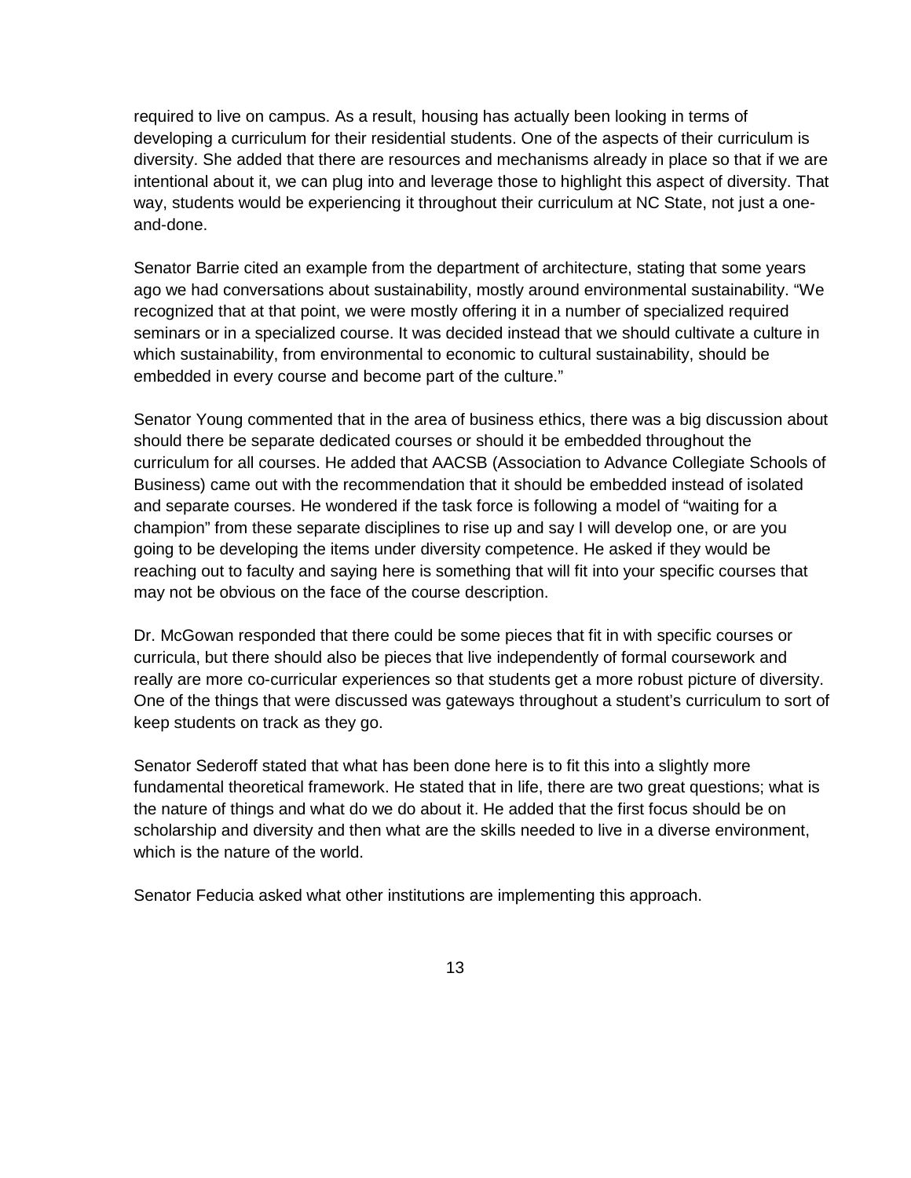required to live on campus. As a result, housing has actually been looking in terms of developing a curriculum for their residential students. One of the aspects of their curriculum is diversity. She added that there are resources and mechanisms already in place so that if we are intentional about it, we can plug into and leverage those to highlight this aspect of diversity. That way, students would be experiencing it throughout their curriculum at NC State, not just a one-and-done.

Senator Barrie cited an example from the department of architecture, stating that some years ago we had conversations about sustainability, mostly around environmental sustainability. "We recognized that at that point, we were mostly offering it in a number of specialized required seminars or in a specialized course. It was decided instead that we should cultivate a culture in which sustainability, from environmental to economic to cultural sustainability, should be embedded in every course and become part of the culture."

Senator Young commented that in the area of business ethics, there was a big discussion about should there be separate dedicated courses or should it be embedded throughout the curriculum for all courses. He added that AACSB (Association to Advance Collegiate Schools of Business) came out with the recommendation that it should be embedded instead of isolated and separate courses. He wondered if the task force is following a model of "waiting for a champion" from these separate disciplines to rise up and say I will develop one, or are you going to be developing the items under diversity competence. He asked if they would be reaching out to faculty and saying here is something that will fit into your specific courses that may not be obvious on the face of the course description.

Dr. McGowan responded that there could be some pieces that fit in with specific courses or curricula, but there should also be pieces that live independently of formal coursework and really are more co-curricular experiences so that students get a more robust picture of diversity. One of the things that were discussed was gateways throughout a student's curriculum to sort of keep students on track as they go.

Senator Sederoff stated that what has been done here is to fit this into a slightly more fundamental theoretical framework. He stated that in life, there are two great questions; what is the nature of things and what do we do about it. He added that the first focus should be on scholarship and diversity and then what are the skills needed to live in a diverse environment, which is the nature of the world.

Senator Feducia asked what other institutions are implementing this approach.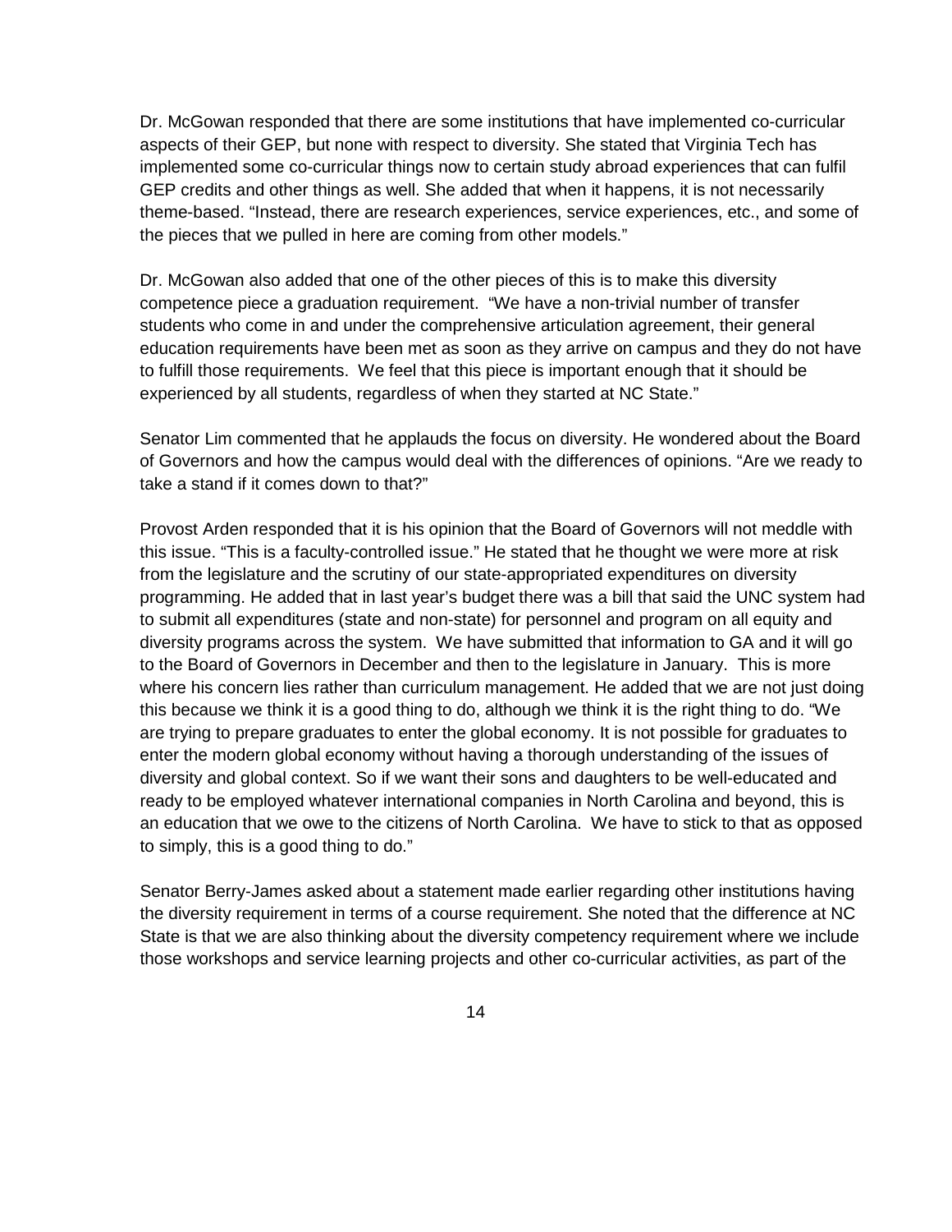Dr. McGowan responded that there are some institutions that have implemented co-curricular aspects of their GEP, but none with respect to diversity. She stated that Virginia Tech has implemented some co-curricular things now to certain study abroad experiences that can fulfil GEP credits and other things as well. She added that when it happens, it is not necessarily theme-based. "Instead, there are research experiences, service experiences, etc., and some of the pieces that we pulled in here are coming from other models."

Dr. McGowan also added that one of the other pieces of this is to make this diversity competence piece a graduation requirement. "We have a non-trivial number of transfer students who come in and under the comprehensive articulation agreement, their general education requirements have been met as soon as they arrive on campus and they do not have to fulfill those requirements. We feel that this piece is important enough that it should be experienced by all students, regardless of when they started at NC State."

Senator Lim commented that he applauds the focus on diversity. He wondered about the Board of Governors and how the campus would deal with the differences of opinions. "Are we ready to take a stand if it comes down to that?"

Provost Arden responded that it is his opinion that the Board of Governors will not meddle with this issue. "This is a faculty-controlled issue." He stated that he thought we were more at risk from the legislature and the scrutiny of our state-appropriated expenditures on diversity programming. He added that in last year's budget there was a bill that said the UNC system had to submit all expenditures (state and non-state) for personnel and program on all equity and diversity programs across the system. We have submitted that information to GA and it will go to the Board of Governors in December and then to the legislature in January. This is more where his concern lies rather than curriculum management. He added that we are not just doing this because we think it is a good thing to do, although we think it is the right thing to do. "We are trying to prepare graduates to enter the global economy. It is not possible for graduates to enter the modern global economy without having a thorough understanding of the issues of diversity and global context. So if we want their sons and daughters to be well-educated and ready to be employed whatever international companies in North Carolina and beyond, this is an education that we owe to the citizens of North Carolina. We have to stick to that as opposed to simply, this is a good thing to do."

Senator Berry-James asked about a statement made earlier regarding other institutions having the diversity requirement in terms of a course requirement. She noted that the difference at NC State is that we are also thinking about the diversity competency requirement where we include those workshops and service learning projects and other co-curricular activities, as part of the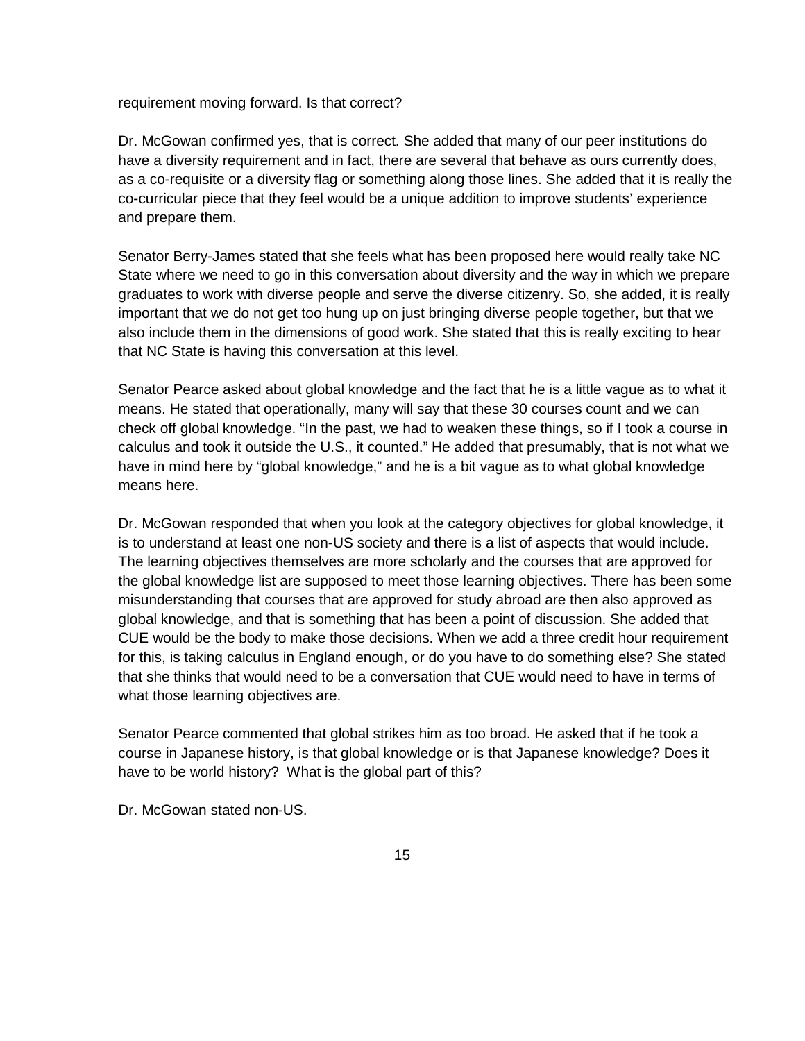requirement moving forward. Is that correct?

Dr. McGowan confirmed yes, that is correct. She added that many of our peer institutions do have a diversity requirement and in fact, there are several that behave as ours currently does, as a co-requisite or a diversity flag or something along those lines. She added that it is really the co-curricular piece that they feel would be a unique addition to improve students' experience and prepare them.

Senator Berry-James stated that she feels what has been proposed here would really take NC State where we need to go in this conversation about diversity and the way in which we prepare graduates to work with diverse people and serve the diverse citizenry. So, she added, it is really important that we do not get too hung up on just bringing diverse people together, but that we also include them in the dimensions of good work. She stated that this is really exciting to hear that NC State is having this conversation at this level.

Senator Pearce asked about global knowledge and the fact that he is a little vague as to what it means. He stated that operationally, many will say that these 30 courses count and we can check off global knowledge. "In the past, we had to weaken these things, so if I took a course in calculus and took it outside the U.S., it counted." He added that presumably, that is not what we have in mind here by "global knowledge," and he is a bit vague as to what global knowledge means here.

Dr. McGowan responded that when you look at the category objectives for global knowledge, it is to understand at least one non-US society and there is a list of aspects that would include. The learning objectives themselves are more scholarly and the courses that are approved for the global knowledge list are supposed to meet those learning objectives. There has been some misunderstanding that courses that are approved for study abroad are then also approved as global knowledge, and that is something that has been a point of discussion. She added that CUE would be the body to make those decisions. When we add a three credit hour requirement for this, is taking calculus in England enough, or do you have to do something else? She stated that she thinks that would need to be a conversation that CUE would need to have in terms of what those learning objectives are.

Senator Pearce commented that global strikes him as too broad. He asked that if he took a course in Japanese history, is that global knowledge or is that Japanese knowledge? Does it have to be world history? What is the global part of this?

Dr. McGowan stated non-US.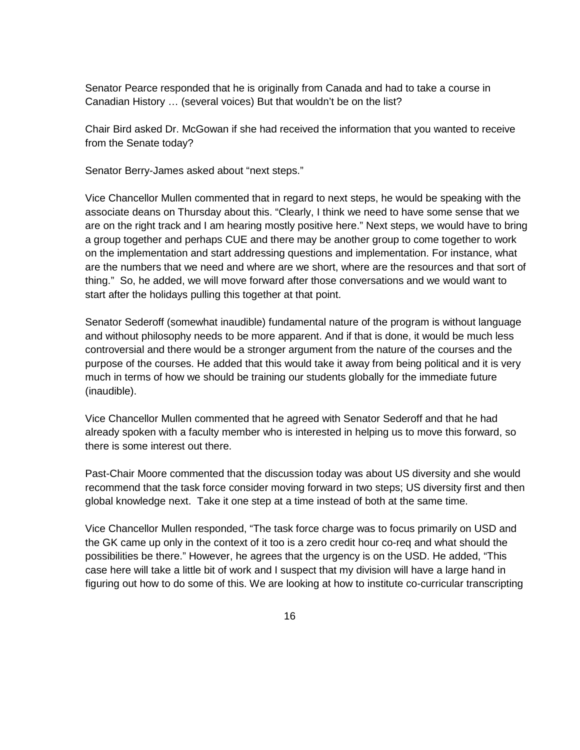Senator Pearce responded that he is originally from Canada and had to take a course in Canadian History … (several voices) But that wouldn't be on the list?

Chair Bird asked Dr. McGowan if she had received the information that you wanted to receive from the Senate today?

Senator Berry-James asked about "next steps."

Vice Chancellor Mullen commented that in regard to next steps, he would be speaking with the associate deans on Thursday about this. "Clearly, I think we need to have some sense that we are on the right track and I am hearing mostly positive here." Next steps, we would have to bring a group together and perhaps CUE and there may be another group to come together to work on the implementation and start addressing questions and implementation. For instance, what are the numbers that we need and where are we short, where are the resources and that sort of thing." So, he added, we will move forward after those conversations and we would want to start after the holidays pulling this together at that point.

Senator Sederoff (somewhat inaudible) fundamental nature of the program is without language and without philosophy needs to be more apparent. And if that is done, it would be much less controversial and there would be a stronger argument from the nature of the courses and the purpose of the courses. He added that this would take it away from being political and it is very much in terms of how we should be training our students globally for the immediate future (inaudible).

Vice Chancellor Mullen commented that he agreed with Senator Sederoff and that he had already spoken with a faculty member who is interested in helping us to move this forward, so there is some interest out there.

Past-Chair Moore commented that the discussion today was about US diversity and she would recommend that the task force consider moving forward in two steps; US diversity first and then global knowledge next. Take it one step at a time instead of both at the same time.

Vice Chancellor Mullen responded, "The task force charge was to focus primarily on USD and the GK came up only in the context of it too is a zero credit hour co-req and what should the possibilities be there." However, he agrees that the urgency is on the USD. He added, "This case here will take a little bit of work and I suspect that my division will have a large hand in figuring out how to do some of this. We are looking at how to institute co-curricular transcripting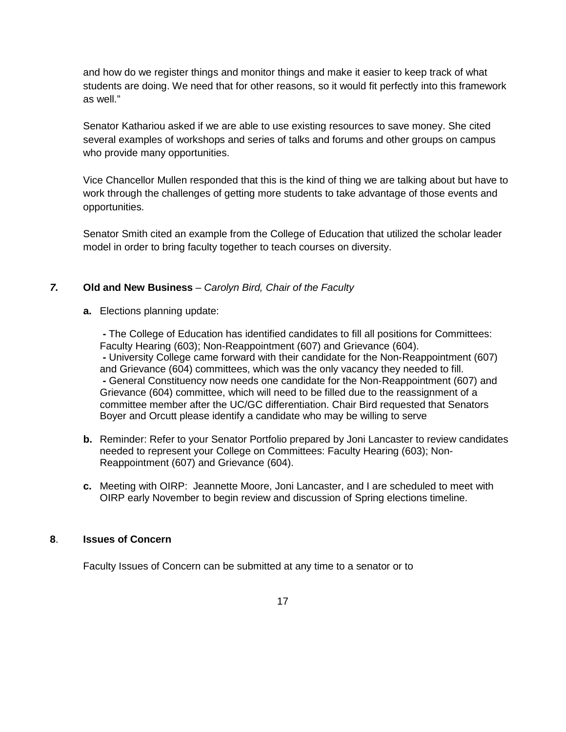and how do we register things and monitor things and make it easier to keep track of what students are doing. We need that for other reasons, so it would fit perfectly into this framework as well."

Senator Kathariou asked if we are able to use existing resources to save money. She cited several examples of workshops and series of talks and forums and other groups on campus who provide many opportunities.

Vice Chancellor Mullen responded that this is the kind of thing we are talking about but have to work through the challenges of getting more students to take advantage of those events and opportunities.

Senator Smith cited an example from the College of Education that utilized the scholar leader model in order to bring faculty together to teach courses on diversity.

## *7.* Old and New Business – *Carolyn Bird, Chair of the Faculty*

**a.** Elections planning update:

- The College of Education has identified candidates to fill all positions for Committees: Faculty Hearing (603); Non-Reappointment (607) and Grievance (604).
- University College came forward with their candidate for the Non-Reappointment (607) and Grievance (604) committees, which was the only vacancy they needed to fill.
- General Constituency now needs one candidate for the Non-Reappointment (607) and Grievance (604) committee, which will need to be filled due to the reassignment of a committee member after the UC/GC differentiation. Chair Bird requested that Senators Boyer and Orcutt please identify a candidate who may be willing to serve

**b.** Reminder: Refer to your Senator Portfolio prepared by Joni Lancaster to review candidates needed to represent your College on Committees: Faculty Hearing (603); Non-Reappointment (607) and Grievance (604).

**c.** Meeting with OIRP: Jeannette Moore, Joni Lancaster, and I are scheduled to meet with OIRP early November to begin review and discussion of Spring elections timeline.

## 8. Issues of Concern

Faculty Issues of Concern can be submitted at any time to a senator or to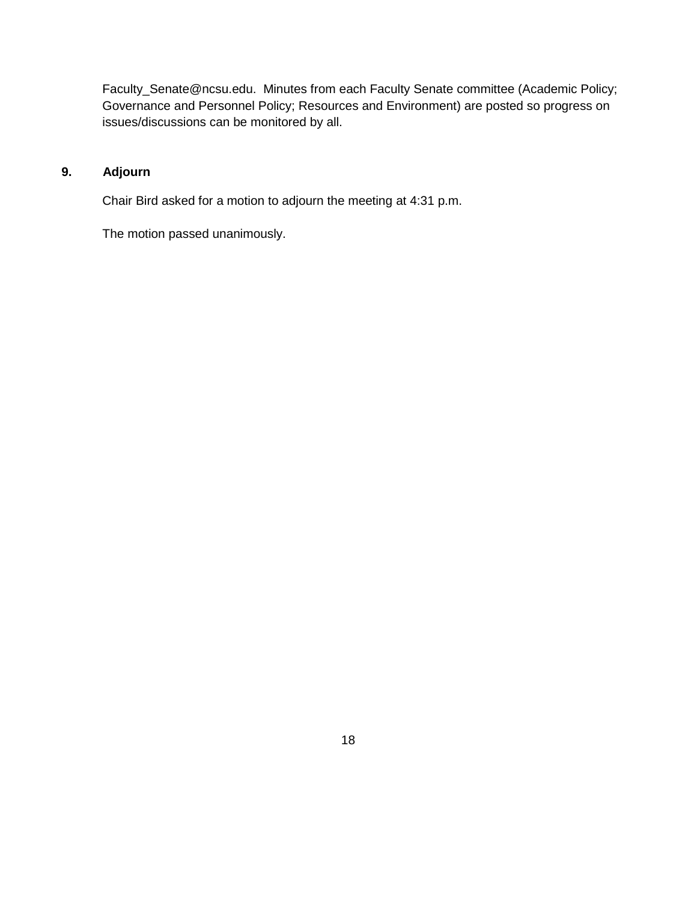Faculty_Senate@ncsu.edu.  Minutes from each Faculty Senate committee (Academic Policy; Governance and Personnel Policy; Resources and Environment) are posted so progress on issues/discussions can be monitored by all.

**9. Adjourn**

Chair Bird asked for a motion to adjourn the meeting at 4:31 p.m.

The motion passed unanimously.